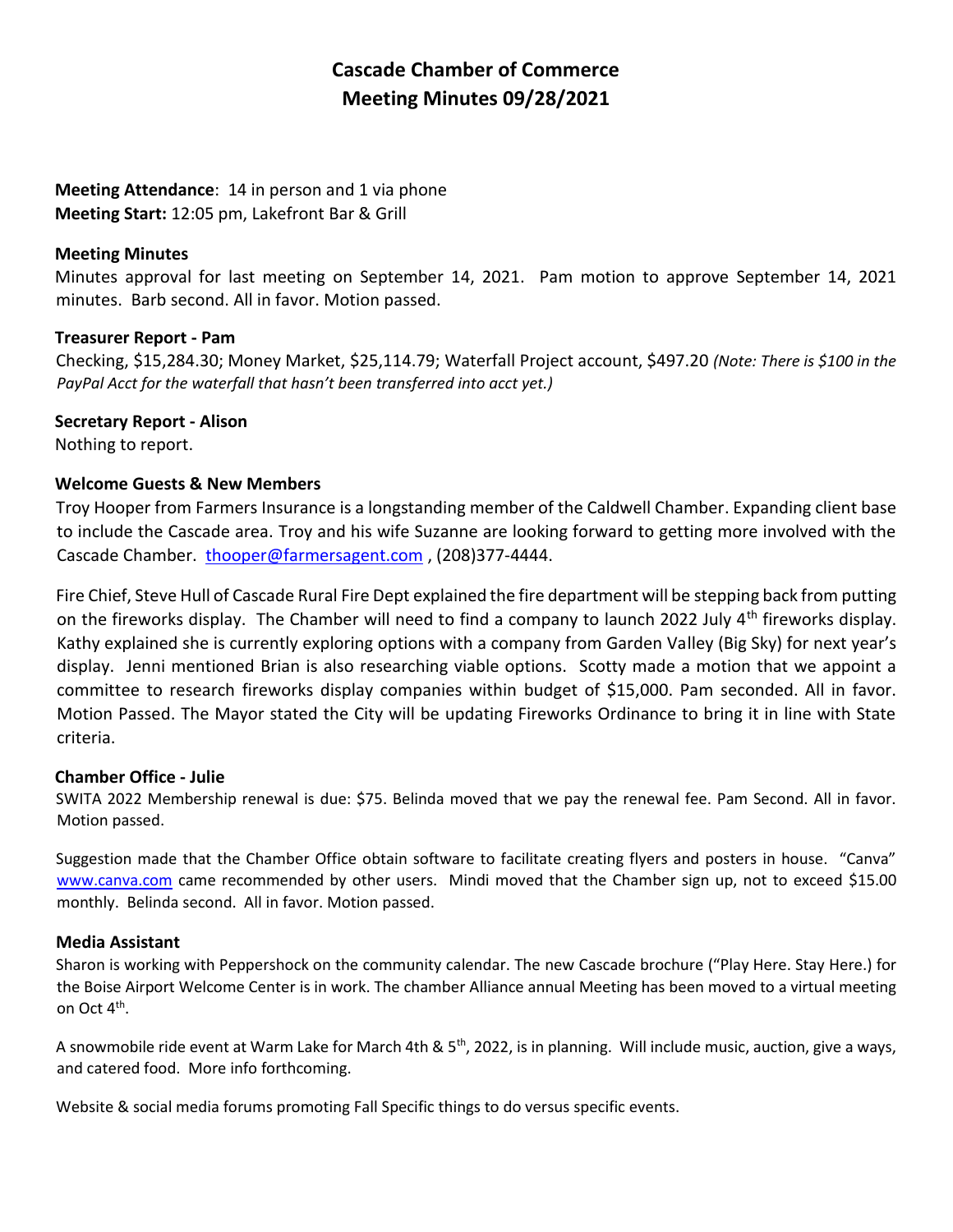# Cascade Chamber of Commerce
## Meeting Minutes 09/28/2021

**Meeting Attendance**: 14 in person and 1 via phone
**Meeting Start:** 12:05 pm, Lakefront Bar & Grill

**Meeting Minutes**

Minutes approval for last meeting on September 14, 2021. Pam motion to approve September 14, 2021 minutes. Barb second. All in favor. Motion passed.

**Treasurer Report - Pam**

Checking, $15,284.30; Money Market, $25,114.79; Waterfall Project account, $497.20 *(Note: There is $100 in the PayPal Acct for the waterfall that hasn't been transferred into acct yet.)*

**Secretary Report - Alison**

Nothing to report.

**Welcome Guests & New Members**

Troy Hooper from Farmers Insurance is a longstanding member of the Caldwell Chamber. Expanding client base to include the Cascade area. Troy and his wife Suzanne are looking forward to getting more involved with the Cascade Chamber. thooper@farmersagent.com , (208)377-4444.

Fire Chief, Steve Hull of Cascade Rural Fire Dept explained the fire department will be stepping back from putting on the fireworks display. The Chamber will need to find a company to launch 2022 July 4th fireworks display. Kathy explained she is currently exploring options with a company from Garden Valley (Big Sky) for next year's display. Jenni mentioned Brian is also researching viable options. Scotty made a motion that we appoint a committee to research fireworks display companies within budget of $15,000. Pam seconded. All in favor. Motion Passed. The Mayor stated the City will be updating Fireworks Ordinance to bring it in line with State criteria.

**Chamber Office - Julie**

SWITA 2022 Membership renewal is due: $75. Belinda moved that we pay the renewal fee. Pam Second. All in favor. Motion passed.

Suggestion made that the Chamber Office obtain software to facilitate creating flyers and posters in house. "Canva" www.canva.com came recommended by other users. Mindi moved that the Chamber sign up, not to exceed $15.00 monthly. Belinda second. All in favor. Motion passed.

**Media Assistant**

Sharon is working with Peppershock on the community calendar. The new Cascade brochure ("Play Here. Stay Here.) for the Boise Airport Welcome Center is in work. The chamber Alliance annual Meeting has been moved to a virtual meeting on Oct 4th.

A snowmobile ride event at Warm Lake for March 4th & 5th, 2022, is in planning. Will include music, auction, give a ways, and catered food. More info forthcoming.

Website & social media forums promoting Fall Specific things to do versus specific events.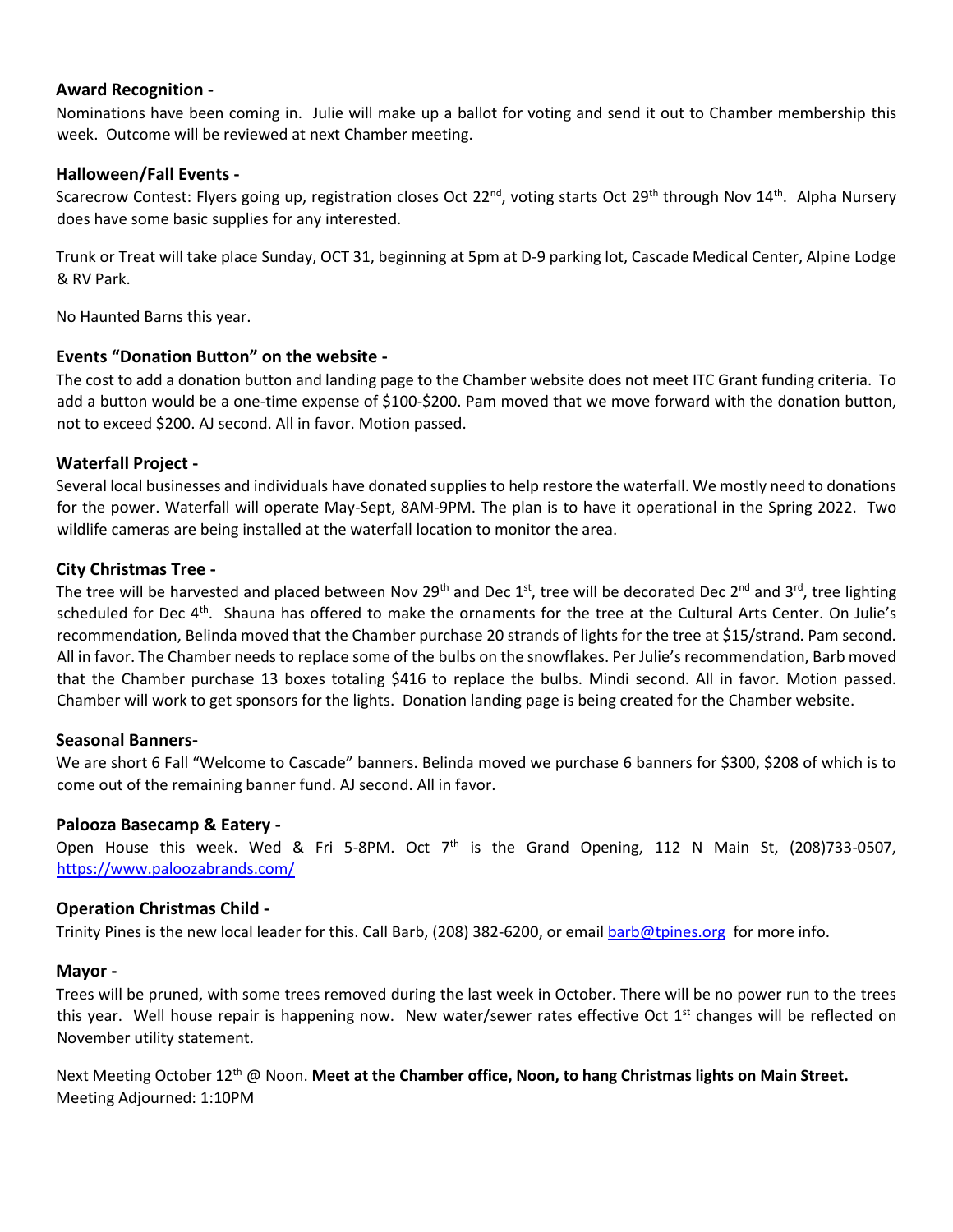**Award Recognition -**

Nominations have been coming in. Julie will make up a ballot for voting and send it out to Chamber membership this week. Outcome will be reviewed at next Chamber meeting.

**Halloween/Fall Events -**

Scarecrow Contest: Flyers going up, registration closes Oct 22nd, voting starts Oct 29th through Nov 14th. Alpha Nursery does have some basic supplies for any interested.

Trunk or Treat will take place Sunday, OCT 31, beginning at 5pm at D-9 parking lot, Cascade Medical Center, Alpine Lodge & RV Park.

No Haunted Barns this year.

**Events "Donation Button" on the website -**

The cost to add a donation button and landing page to the Chamber website does not meet ITC Grant funding criteria. To add a button would be a one-time expense of $100-$200. Pam moved that we move forward with the donation button, not to exceed $200. AJ second. All in favor. Motion passed.

**Waterfall Project -**

Several local businesses and individuals have donated supplies to help restore the waterfall. We mostly need to donations for the power. Waterfall will operate May-Sept, 8AM-9PM. The plan is to have it operational in the Spring 2022. Two wildlife cameras are being installed at the waterfall location to monitor the area.

**City Christmas Tree -**

The tree will be harvested and placed between Nov 29th and Dec 1st, tree will be decorated Dec 2nd and 3rd, tree lighting scheduled for Dec 4th. Shauna has offered to make the ornaments for the tree at the Cultural Arts Center. On Julie's recommendation, Belinda moved that the Chamber purchase 20 strands of lights for the tree at $15/strand. Pam second. All in favor. The Chamber needs to replace some of the bulbs on the snowflakes. Per Julie's recommendation, Barb moved that the Chamber purchase 13 boxes totaling $416 to replace the bulbs. Mindi second. All in favor. Motion passed. Chamber will work to get sponsors for the lights. Donation landing page is being created for the Chamber website.

**Seasonal Banners-**

We are short 6 Fall "Welcome to Cascade" banners. Belinda moved we purchase 6 banners for $300, $208 of which is to come out of the remaining banner fund. AJ second. All in favor.

**Palooza Basecamp & Eatery -**

Open House this week. Wed & Fri 5-8PM. Oct 7th is the Grand Opening, 112 N Main St, (208)733-0507, [https://www.paloozabrands.com/](https://www.paloozabrands.com/)

**Operation Christmas Child -**

Trinity Pines is the new local leader for this. Call Barb, (208) 382-6200, or email [barb@tpines.org](mailto:barb@tpines.org) for more info.

**Mayor -**

Trees will be pruned, with some trees removed during the last week in October. There will be no power run to the trees this year. Well house repair is happening now. New water/sewer rates effective Oct 1st changes will be reflected on November utility statement.

Next Meeting October 12th @ Noon. **Meet at the Chamber office, Noon, to hang Christmas lights on Main Street.**
Meeting Adjourned: 1:10PM